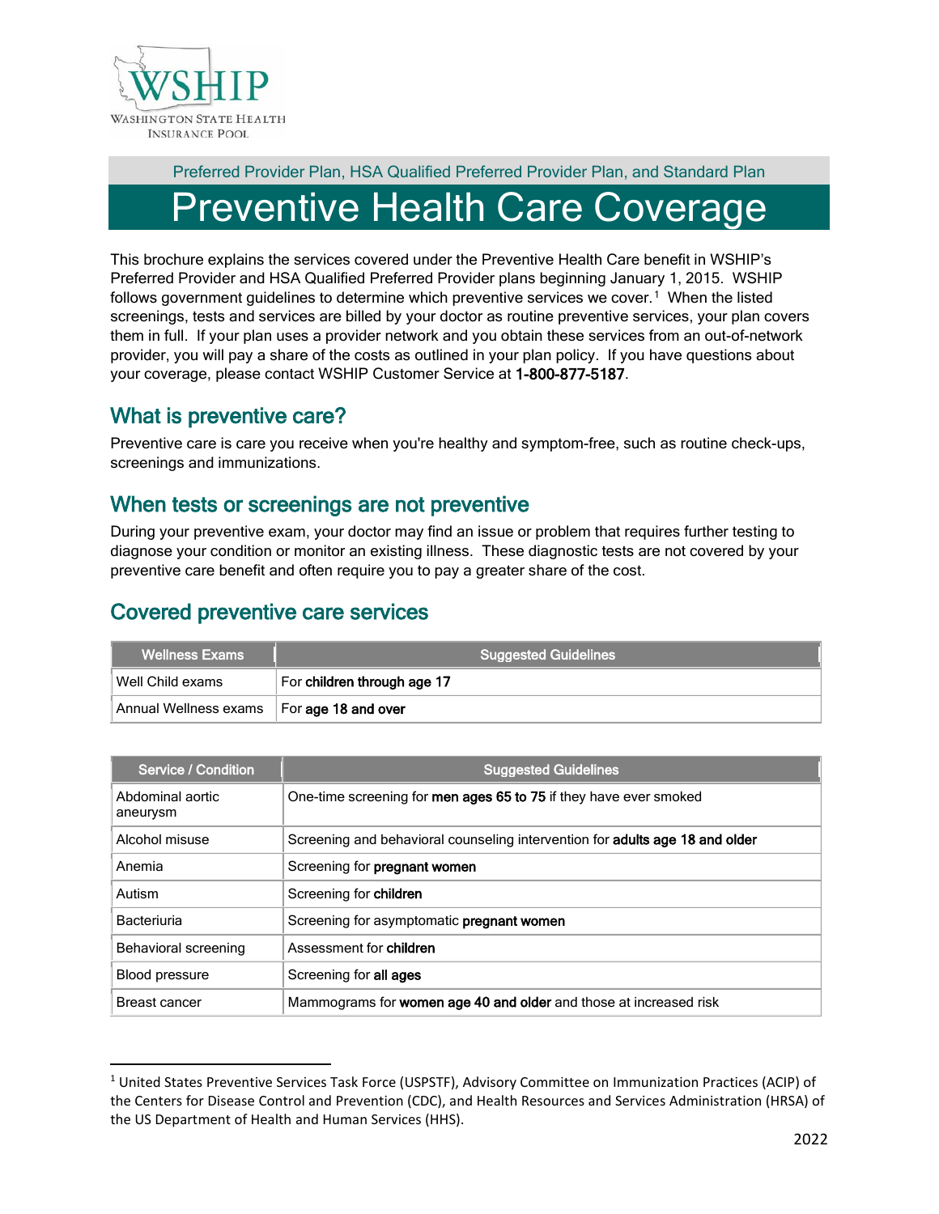Preferred Provider Plan, HSA Qualified Preferred Provider Plan, and Standard Plan

# Preventive Health Care Coverage

This brochure explains the services covered under the Preventive Health Care benefit in WSHIP's Preferred Provider and HSA Qualified Preferred Provider plans beginning January 1, 2015. WSHIP follows government guidelines to determine which preventive services we cover.[1] When the listed screenings, tests and services are billed by your doctor as routine preventive services, your plan covers them in full. If your plan uses a provider network and you obtain these services from an out-of-network provider, you will pay a share of the costs as outlined in your plan policy. If you have questions about your coverage, please contact WSHIP Customer Service at **1-800-877-5187**.

## What is preventive care?

Preventive care is care you receive when you're healthy and symptom-free, such as routine check-ups, screenings and immunizations.

## When tests or screenings are not preventive

During your preventive exam, your doctor may find an issue or problem that requires further testing to diagnose your condition or monitor an existing illness. These diagnostic tests are not covered by your preventive care benefit and often require you to pay a greater share of the cost.

## Covered preventive care services

| Wellness Exams | Suggested Guidelines |
|---|---|
| Well Child exams | For **children through age 17** |
| Annual Wellness exams | For **age 18 and over** |

| Service / Condition | Suggested Guidelines |
|---|---|
| Abdominal aortic aneurysm | One-time screening for **men ages 65 to 75** if they have ever smoked |
| Alcohol misuse | Screening and behavioral counseling intervention for **adults age 18 and older** |
| Anemia | Screening for **pregnant women** |
| Autism | Screening for **children** |
| Bacteriuria | Screening for asymptomatic **pregnant women** |
| Behavioral screening | Assessment for **children** |
| Blood pressure | Screening for **all ages** |
| Breast cancer | Mammograms for **women age 40 and older** and those at increased risk |

[1] United States Preventive Services Task Force (USPSTF), Advisory Committee on Immunization Practices (ACIP) of the Centers for Disease Control and Prevention (CDC), and Health Resources and Services Administration (HRSA) of the US Department of Health and Human Services (HHS).

2022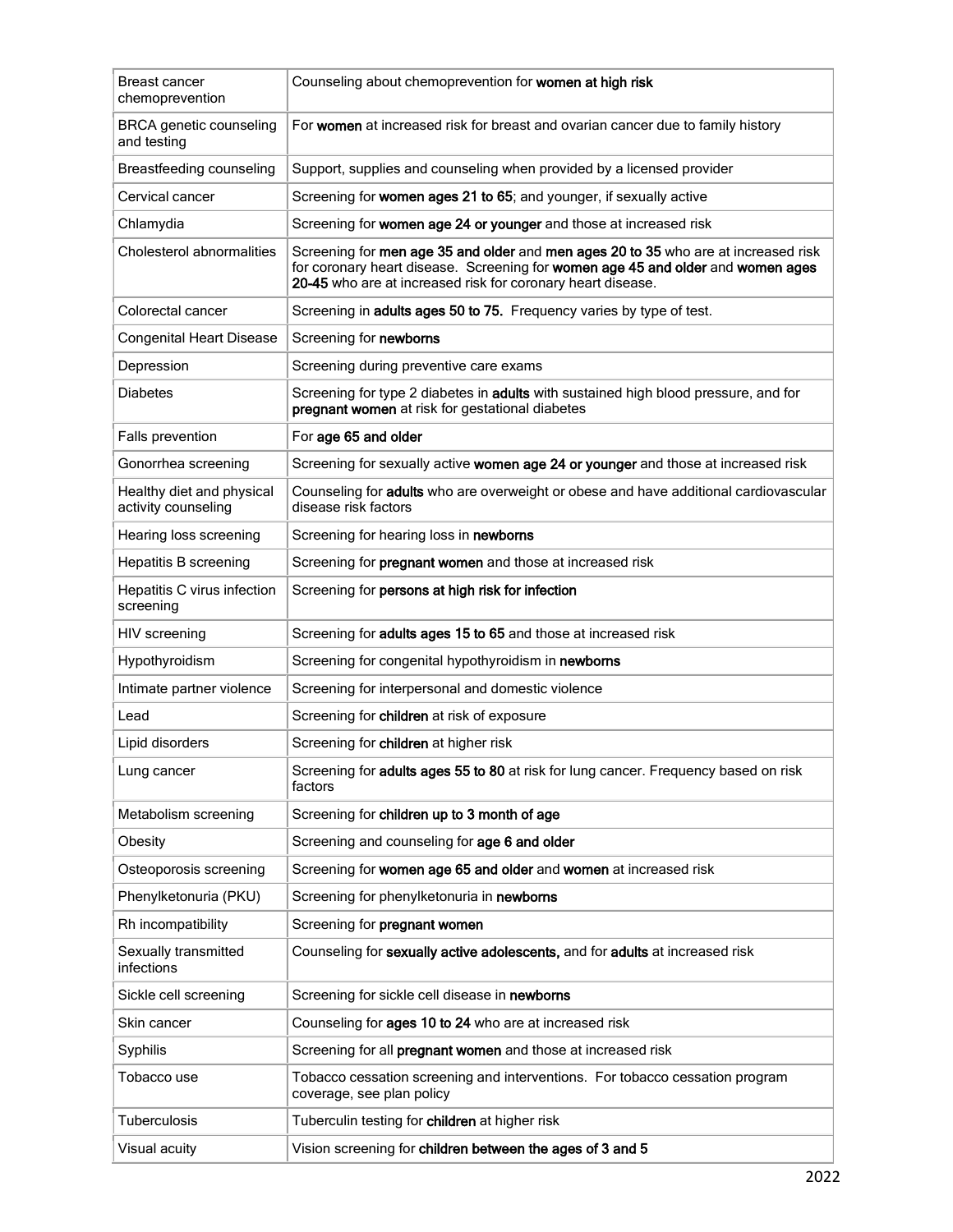| | |
|---|---|
| Breast cancer chemoprevention | Counseling about chemoprevention for **women at high risk** |
| BRCA genetic counseling and testing | For **women** at increased risk for breast and ovarian cancer due to family history |
| Breastfeeding counseling | Support, supplies and counseling when provided by a licensed provider |
| Cervical cancer | Screening for **women ages 21 to 65**; and younger, if sexually active |
| Chlamydia | Screening for **women age 24 or younger** and those at increased risk |
| Cholesterol abnormalities | Screening for **men age 35 and older** and **men ages 20 to 35** who are at increased risk for coronary heart disease. Screening for **women age 45 and older** and **women ages 20-45** who are at increased risk for coronary heart disease. |
| Colorectal cancer | Screening in **adults ages 50 to 75.** Frequency varies by type of test. |
| Congenital Heart Disease | Screening for **newborns** |
| Depression | Screening during preventive care exams |
| Diabetes | Screening for type 2 diabetes in **adults** with sustained high blood pressure, and for **pregnant women** at risk for gestational diabetes |
| Falls prevention | For **age 65 and older** |
| Gonorrhea screening | Screening for sexually active **women age 24 or younger** and those at increased risk |
| Healthy diet and physical activity counseling | Counseling for **adults** who are overweight or obese and have additional cardiovascular disease risk factors |
| Hearing loss screening | Screening for hearing loss in **newborns** |
| Hepatitis B screening | Screening for **pregnant women** and those at increased risk |
| Hepatitis C virus infection screening | Screening for **persons at high risk for infection** |
| HIV screening | Screening for **adults ages 15 to 65** and those at increased risk |
| Hypothyroidism | Screening for congenital hypothyroidism in **newborns** |
| Intimate partner violence | Screening for interpersonal and domestic violence |
| Lead | Screening for **children** at risk of exposure |
| Lipid disorders | Screening for **children** at higher risk |
| Lung cancer | Screening for **adults ages 55 to 80** at risk for lung cancer. Frequency based on risk factors |
| Metabolism screening | Screening for **children up to 3 month of age** |
| Obesity | Screening and counseling for **age 6 and older** |
| Osteoporosis screening | Screening for **women age 65 and older** and **women** at increased risk |
| Phenylketonuria (PKU) | Screening for phenylketonuria in **newborns** |
| Rh incompatibility | Screening for **pregnant women** |
| Sexually transmitted infections | Counseling for **sexually active adolescents,** and for **adults** at increased risk |
| Sickle cell screening | Screening for sickle cell disease in **newborns** |
| Skin cancer | Counseling for **ages 10 to 24** who are at increased risk |
| Syphilis | Screening for all **pregnant women** and those at increased risk |
| Tobacco use | Tobacco cessation screening and interventions. For tobacco cessation program coverage, see plan policy |
| Tuberculosis | Tuberculin testing for **children** at higher risk |
| Visual acuity | Vision screening for **children between the ages of 3 and 5** |

2022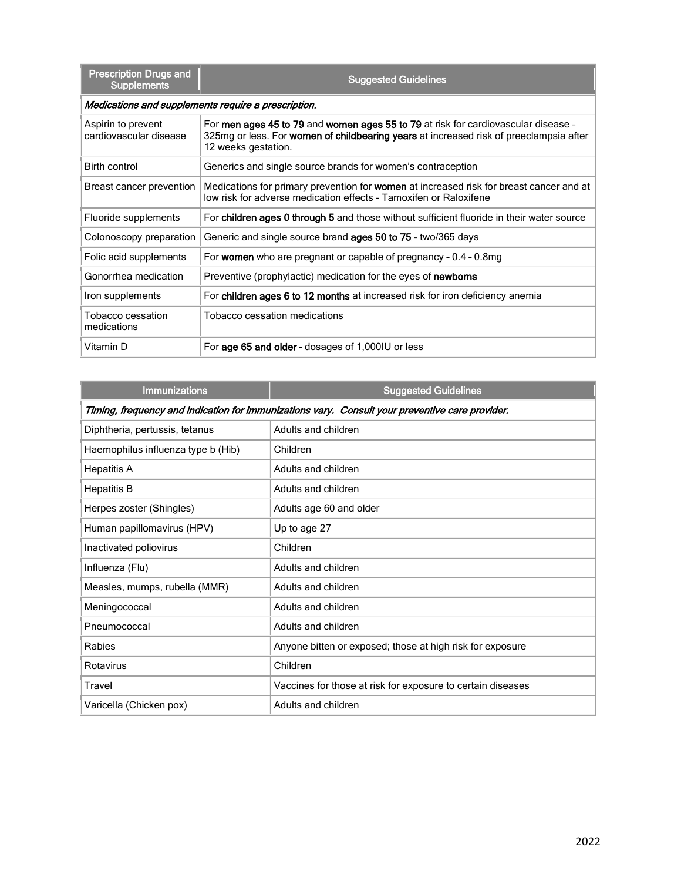| Prescription Drugs and Supplements | Suggested Guidelines |
|---|---|
| ***Medications and supplements require a prescription.*** | |
| Aspirin to prevent cardiovascular disease | For **men ages 45 to 79** and **women ages 55 to 79** at risk for cardiovascular disease – 325mg or less. For **women of childbearing years** at increased risk of preeclampsia after 12 weeks gestation. |
| Birth control | Generics and single source brands for women's contraception |
| Breast cancer prevention | Medications for primary prevention for **women** at increased risk for breast cancer and at low risk for adverse medication effects - Tamoxifen or Raloxifene |
| Fluoride supplements | For **children ages 0 through 5** and those without sufficient fluoride in their water source |
| Colonoscopy preparation | Generic and single source brand **ages 50 to 75 -** two/365 days |
| Folic acid supplements | For **women** who are pregnant or capable of pregnancy – 0.4 – 0.8mg |
| Gonorrhea medication | Preventive (prophylactic) medication for the eyes of **newborns** |
| Iron supplements | For **children ages 6 to 12 months** at increased risk for iron deficiency anemia |
| Tobacco cessation medications | Tobacco cessation medications |
| Vitamin D | For **age 65 and older** – dosages of 1,000IU or less |

| Immunizations | Suggested Guidelines |
|---|---|
| ***Timing, frequency and indication for immunizations vary. Consult your preventive care provider.*** | |
| Diphtheria, pertussis, tetanus | Adults and children |
| Haemophilus influenza type b (Hib) | Children |
| Hepatitis A | Adults and children |
| Hepatitis B | Adults and children |
| Herpes zoster (Shingles) | Adults age 60 and older |
| Human papillomavirus (HPV) | Up to age 27 |
| Inactivated poliovirus | Children |
| Influenza (Flu) | Adults and children |
| Measles, mumps, rubella (MMR) | Adults and children |
| Meningococcal | Adults and children |
| Pneumococcal | Adults and children |
| Rabies | Anyone bitten or exposed; those at high risk for exposure |
| Rotavirus | Children |
| Travel | Vaccines for those at risk for exposure to certain diseases |
| Varicella (Chicken pox) | Adults and children |

2022